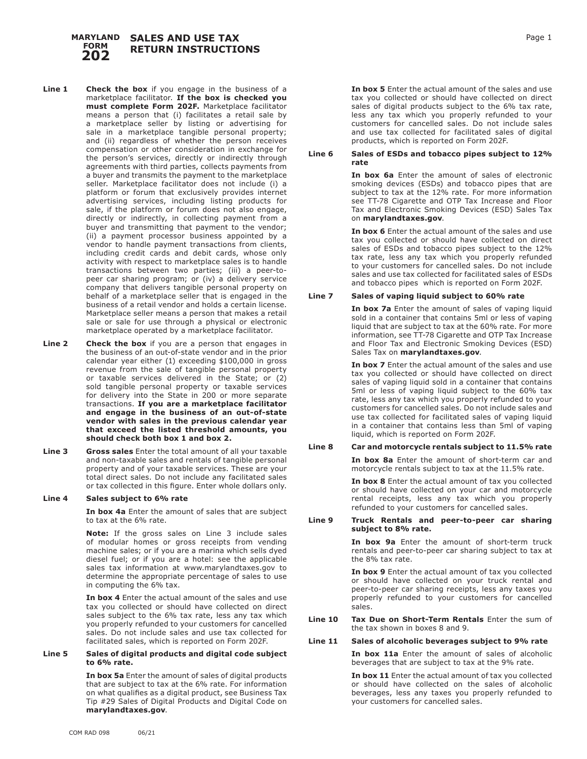# MARYLAND FORM 202 SALES AND USE TAX RETURN INSTRUCTIONS

**Line 1** **Check the box** if you engage in the business of a marketplace facilitator. **If the box is checked you must complete Form 202F.** Marketplace facilitator means a person that (i) facilitates a retail sale by a marketplace seller by listing or advertising for sale in a marketplace tangible personal property; and (ii) regardless of whether the person receives compensation or other consideration in exchange for the person's services, directly or indirectly through agreements with third parties, collects payments from a buyer and transmits the payment to the marketplace seller. Marketplace facilitator does not include (i) a platform or forum that exclusively provides internet advertising services, including listing products for sale, if the platform or forum does not also engage, directly or indirectly, in collecting payment from a buyer and transmitting that payment to the vendor; (ii) a payment processor business appointed by a vendor to handle payment transactions from clients, including credit cards and debit cards, whose only activity with respect to marketplace sales is to handle transactions between two parties; (iii) a peer-to-peer car sharing program; or (iv) a delivery service company that delivers tangible personal property on behalf of a marketplace seller that is engaged in the business of a retail vendor and holds a certain license. Marketplace seller means a person that makes a retail sale or sale for use through a physical or electronic marketplace operated by a marketplace facilitator.

**Line 2** **Check the box** if you are a person that engages in the business of an out-of-state vendor and in the prior calendar year either (1) exceeding $100,000 in gross revenue from the sale of tangible personal property or taxable services delivered in the State; or (2) sold tangible personal property or taxable services for delivery into the State in 200 or more separate transactions. **If you are a marketplace facilitator and engage in the business of an out-of-state vendor with sales in the previous calendar year that exceed the listed threshold amounts, you should check both box 1 and box 2.**

**Line 3** **Gross sales** Enter the total amount of all your taxable and non-taxable sales and rentals of tangible personal property and of your taxable services. These are your total direct sales. Do not include any facilitated sales or tax collected in this figure. Enter whole dollars only.

**Line 4** **Sales subject to 6% rate**

**In box 4a** Enter the amount of sales that are subject to tax at the 6% rate.

**Note:** If the gross sales on Line 3 include sales of modular homes or gross receipts from vending machine sales; or if you are a marina which sells dyed diesel fuel; or if you are a hotel: see the applicable sales tax information at www.marylandtaxes.gov to determine the appropriate percentage of sales to use in computing the 6% tax.

**In box 4** Enter the actual amount of the sales and use tax you collected or should have collected on direct sales subject to the 6% tax rate, less any tax which you properly refunded to your customers for cancelled sales. Do not include sales and use tax collected for facilitated sales, which is reported on Form 202F.

**Line 5** **Sales of digital products and digital code subject to 6% rate.**

**In box 5a** Enter the amount of sales of digital products that are subject to tax at the 6% rate. For information on what qualifies as a digital product, see Business Tax Tip #29 Sales of Digital Products and Digital Code on **marylandtaxes.gov**.

**In box 5** Enter the actual amount of the sales and use tax you collected or should have collected on direct sales of digital products subject to the 6% tax rate, less any tax which you properly refunded to your customers for cancelled sales. Do not include sales and use tax collected for facilitated sales of digital products, which is reported on Form 202F.

**Line 6** **Sales of ESDs and tobacco pipes subject to 12% rate**

**In box 6a** Enter the amount of sales of electronic smoking devices (ESDs) and tobacco pipes that are subject to tax at the 12% rate. For more information see TT-78 Cigarette and OTP Tax Increase and Floor Tax and Electronic Smoking Devices (ESD) Sales Tax on **marylandtaxes.gov**.

**In box 6** Enter the actual amount of the sales and use tax you collected or should have collected on direct sales of ESDs and tobacco pipes subject to the 12% tax rate, less any tax which you properly refunded to your customers for cancelled sales. Do not include sales and use tax collected for facilitated sales of ESDs and tobacco pipes which is reported on Form 202F.

**Line 7** **Sales of vaping liquid subject to 60% rate**

**In box 7a** Enter the amount of sales of vaping liquid sold in a container that contains 5ml or less of vaping liquid that are subject to tax at the 60% rate. For more information, see TT-78 Cigarette and OTP Tax Increase and Floor Tax and Electronic Smoking Devices (ESD) Sales Tax on **marylandtaxes.gov**.

**In box 7** Enter the actual amount of the sales and use tax you collected or should have collected on direct sales of vaping liquid sold in a container that contains 5ml or less of vaping liquid subject to the 60% tax rate, less any tax which you properly refunded to your customers for cancelled sales. Do not include sales and use tax collected for facilitated sales of vaping liquid in a container that contains less than 5ml of vaping liquid, which is reported on Form 202F.

**Line 8** **Car and motorcycle rentals subject to 11.5% rate**

**In box 8a** Enter the amount of short-term car and motorcycle rentals subject to tax at the 11.5% rate.

**In box 8** Enter the actual amount of tax you collected or should have collected on your car and motorcycle rental receipts, less any tax which you properly refunded to your customers for cancelled sales.

**Line 9** **Truck Rentals and peer-to-peer car sharing subject to 8% rate.**

**In box 9a** Enter the amount of short-term truck rentals and peer-to-peer car sharing subject to tax at the 8% tax rate.

**In box 9** Enter the actual amount of tax you collected or should have collected on your truck rental and peer-to-peer car sharing receipts, less any taxes you properly refunded to your customers for cancelled sales.

**Line 10** **Tax Due on Short-Term Rentals** Enter the sum of the tax shown in boxes 8 and 9.

**Line 11** **Sales of alcoholic beverages subject to 9% rate**

**In box 11a** Enter the amount of sales of alcoholic beverages that are subject to tax at the 9% rate.

**In box 11** Enter the actual amount of tax you collected or should have collected on the sales of alcoholic beverages, less any taxes you properly refunded to your customers for cancelled sales.

COM RAD 098 06/21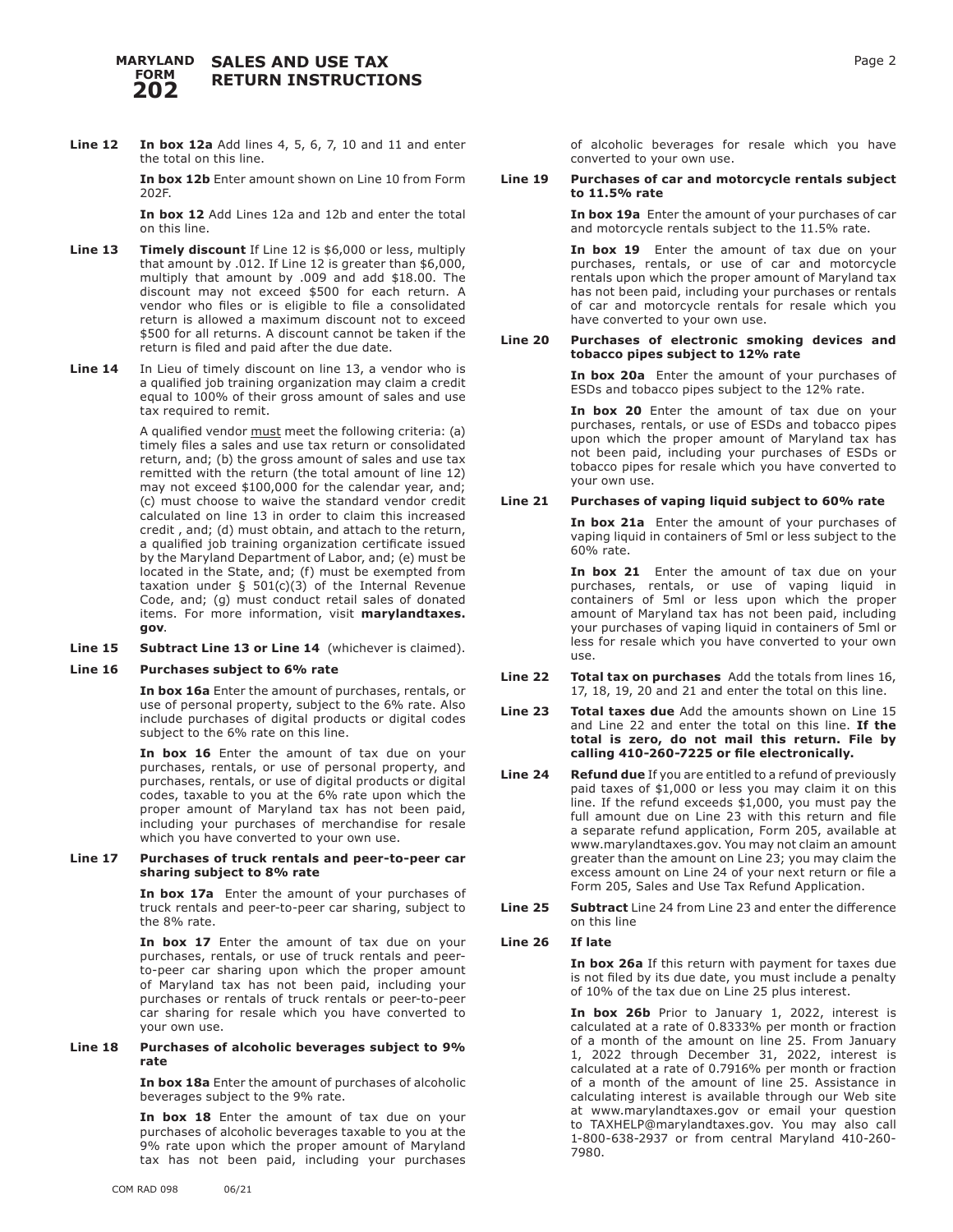# MARYLAND FORM 202 SALES AND USE TAX RETURN INSTRUCTIONS

**Line 12** **In box 12a** Add lines 4, 5, 6, 7, 10 and 11 and enter the total on this line.

**In box 12b** Enter amount shown on Line 10 from Form 202F.

**In box 12** Add Lines 12a and 12b and enter the total on this line.

**Line 13** **Timely discount** If Line 12 is $6,000 or less, multiply that amount by .012. If Line 12 is greater than $6,000, multiply that amount by .009 and add $18.00. The discount may not exceed $500 for each return. A vendor who files or is eligible to file a consolidated return is allowed a maximum discount not to exceed $500 for all returns. A discount cannot be taken if the return is filed and paid after the due date.

**Line 14** In Lieu of timely discount on line 13, a vendor who is a qualified job training organization may claim a credit equal to 100% of their gross amount of sales and use tax required to remit.

A qualified vendor must meet the following criteria: (a) timely files a sales and use tax return or consolidated return, and; (b) the gross amount of sales and use tax remitted with the return (the total amount of line 12) may not exceed $100,000 for the calendar year, and; (c) must choose to waive the standard vendor credit calculated on line 13 in order to claim this increased credit , and; (d) must obtain, and attach to the return, a qualified job training organization certificate issued by the Maryland Department of Labor, and; (e) must be located in the State, and; (f) must be exempted from taxation under § 501(c)(3) of the Internal Revenue Code, and; (g) must conduct retail sales of donated items. For more information, visit **marylandtaxes.gov**.

**Line 15** **Subtract Line 13 or Line 14** (whichever is claimed).

**Line 16** **Purchases subject to 6% rate**

**In box 16a** Enter the amount of purchases, rentals, or use of personal property, subject to the 6% rate. Also include purchases of digital products or digital codes subject to the 6% rate on this line.

**In box 16** Enter the amount of tax due on your purchases, rentals, or use of personal property, and purchases, rentals, or use of digital products or digital codes, taxable to you at the 6% rate upon which the proper amount of Maryland tax has not been paid, including your purchases of merchandise for resale which you have converted to your own use.

**Line 17** **Purchases of truck rentals and peer-to-peer car sharing subject to 8% rate**

**In box 17a** Enter the amount of your purchases of truck rentals and peer-to-peer car sharing, subject to the 8% rate.

**In box 17** Enter the amount of tax due on your purchases, rentals, or use of truck rentals and peer-to-peer car sharing upon which the proper amount of Maryland tax has not been paid, including your purchases or rentals of truck rentals or peer-to-peer car sharing for resale which you have converted to your own use.

**Line 18** **Purchases of alcoholic beverages subject to 9% rate**

**In box 18a** Enter the amount of purchases of alcoholic beverages subject to the 9% rate.

**In box 18** Enter the amount of tax due on your purchases of alcoholic beverages taxable to you at the 9% rate upon which the proper amount of Maryland tax has not been paid, including your purchases of alcoholic beverages for resale which you have converted to your own use.

**Line 19** **Purchases of car and motorcycle rentals subject to 11.5% rate**

**In box 19a** Enter the amount of your purchases of car and motorcycle rentals subject to the 11.5% rate.

**In box 19** Enter the amount of tax due on your purchases, rentals, or use of car and motorcycle rentals upon which the proper amount of Maryland tax has not been paid, including your purchases or rentals of car and motorcycle rentals for resale which you have converted to your own use.

**Line 20** **Purchases of electronic smoking devices and tobacco pipes subject to 12% rate**

**In box 20a** Enter the amount of your purchases of ESDs and tobacco pipes subject to the 12% rate.

**In box 20** Enter the amount of tax due on your purchases, rentals, or use of ESDs and tobacco pipes upon which the proper amount of Maryland tax has not been paid, including your purchases of ESDs or tobacco pipes for resale which you have converted to your own use.

**Line 21** **Purchases of vaping liquid subject to 60% rate**

**In box 21a** Enter the amount of your purchases of vaping liquid in containers of 5ml or less subject to the 60% rate.

**In box 21** Enter the amount of tax due on your purchases, rentals, or use of vaping liquid in containers of 5ml or less upon which the proper amount of Maryland tax has not been paid, including your purchases of vaping liquid in containers of 5ml or less for resale which you have converted to your own use.

**Line 22** **Total tax on purchases** Add the totals from lines 16, 17, 18, 19, 20 and 21 and enter the total on this line.

**Line 23** **Total taxes due** Add the amounts shown on Line 15 and Line 22 and enter the total on this line. **If the total is zero, do not mail this return. File by calling 410-260-7225 or file electronically.**

**Line 24** **Refund due** If you are entitled to a refund of previously paid taxes of $1,000 or less you may claim it on this line. If the refund exceeds $1,000, you must pay the full amount due on Line 23 with this return and file a separate refund application, Form 205, available at www.marylandtaxes.gov. You may not claim an amount greater than the amount on Line 23; you may claim the excess amount on Line 24 of your next return or file a Form 205, Sales and Use Tax Refund Application.

**Line 25** **Subtract** Line 24 from Line 23 and enter the difference on this line

**Line 26** **If late**

**In box 26a** If this return with payment for taxes due is not filed by its due date, you must include a penalty of 10% of the tax due on Line 25 plus interest.

**In box 26b** Prior to January 1, 2022, interest is calculated at a rate of 0.8333% per month or fraction of a month of the amount on line 25. From January 1, 2022 through December 31, 2022, interest is calculated at a rate of 0.7916% per month or fraction of a month of the amount of line 25. Assistance in calculating interest is available through our Web site at www.marylandtaxes.gov or email your question to TAXHELP@marylandtaxes.gov. You may also call 1-800-638-2937 or from central Maryland 410-260-7980.

COM RAD 098 06/21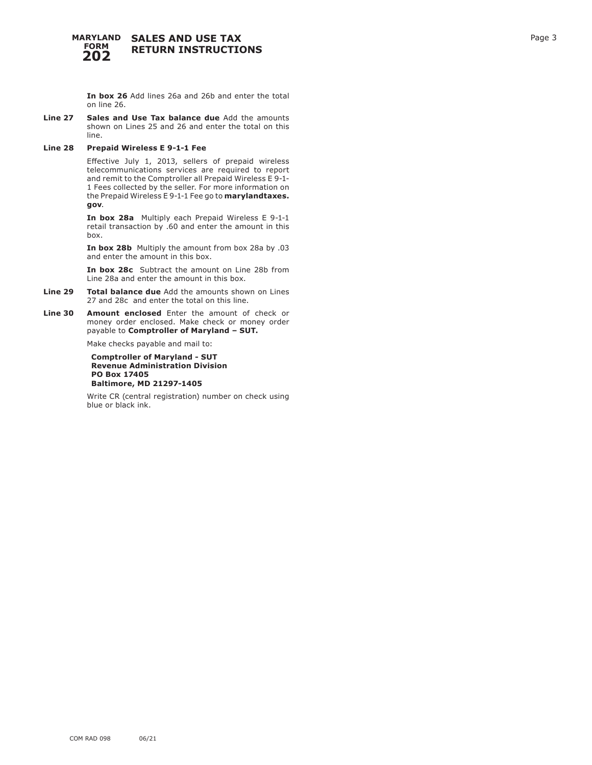**In box 26** Add lines 26a and 26b and enter the total on line 26.

**Line 27** **Sales and Use Tax balance due** Add the amounts shown on Lines 25 and 26 and enter the total on this line.

**Line 28** **Prepaid Wireless E 9-1-1 Fee**

Effective July 1, 2013, sellers of prepaid wireless telecommunications services are required to report and remit to the Comptroller all Prepaid Wireless E 9-1-1 Fees collected by the seller. For more information on the Prepaid Wireless E 9-1-1 Fee go to **marylandtaxes.gov**.

**In box 28a** Multiply each Prepaid Wireless E 9-1-1 retail transaction by .60 and enter the amount in this box.

**In box 28b** Multiply the amount from box 28a by .03 and enter the amount in this box.

**In box 28c** Subtract the amount on Line 28b from Line 28a and enter the amount in this box.

**Line 29** **Total balance due** Add the amounts shown on Lines 27 and 28c and enter the total on this line.

**Line 30** **Amount enclosed** Enter the amount of check or money order enclosed. Make check or money order payable to **Comptroller of Maryland – SUT.**

Make checks payable and mail to:

**Comptroller of Maryland - SUT**
**Revenue Administration Division**
**PO Box 17405**
**Baltimore, MD 21297-1405**

Write CR (central registration) number on check using blue or black ink.

COM RAD 098 06/21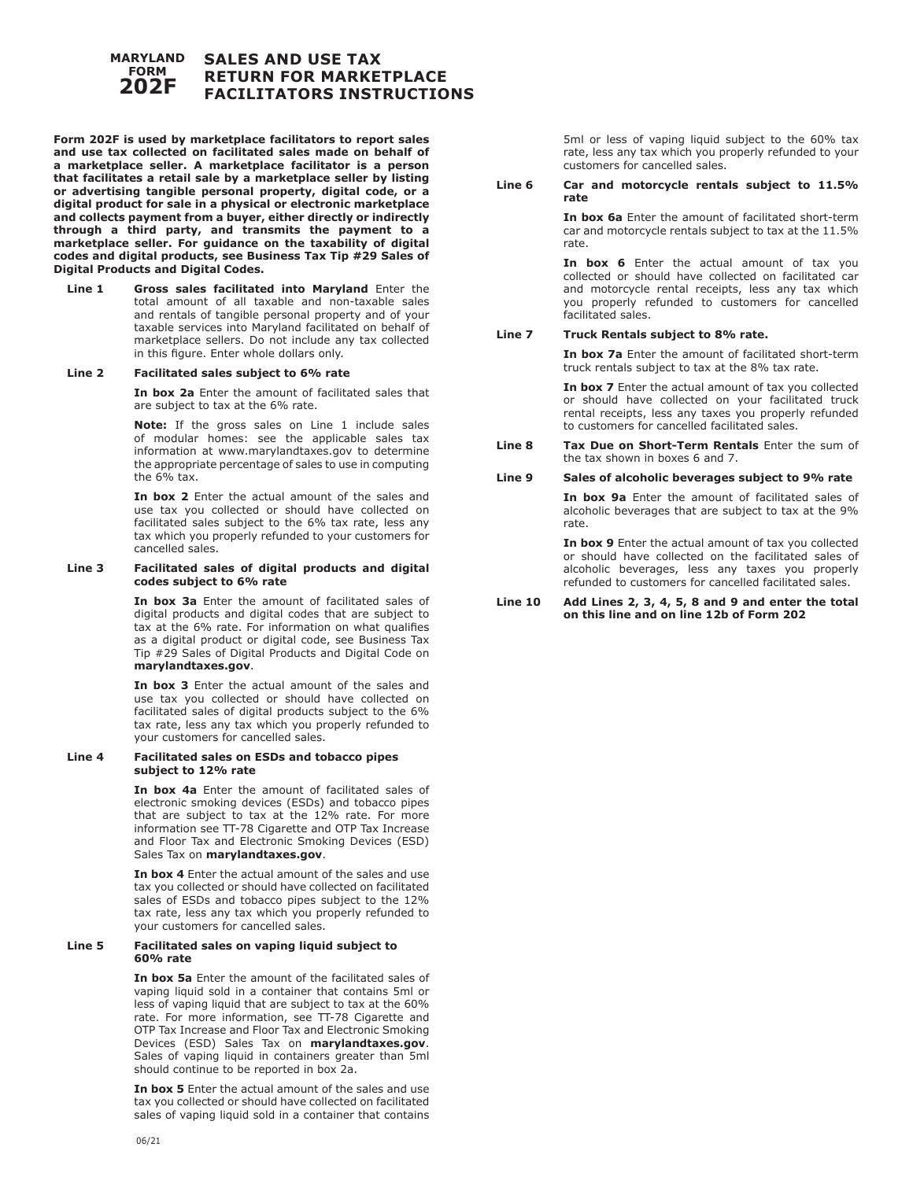# MARYLAND FORM 202F — SALES AND USE TAX RETURN FOR MARKETPLACE FACILITATORS INSTRUCTIONS

**Form 202F is used by marketplace facilitators to report sales and use tax collected on facilitated sales made on behalf of a marketplace seller. A marketplace facilitator is a person that facilitates a retail sale by a marketplace seller by listing or advertising tangible personal property, digital code, or a digital product for sale in a physical or electronic marketplace and collects payment from a buyer, either directly or indirectly through a third party, and transmits the payment to a marketplace seller. For guidance on the taxability of digital codes and digital products, see Business Tax Tip #29 Sales of Digital Products and Digital Codes.**

**Line 1 Gross sales facilitated into Maryland** Enter the total amount of all taxable and non-taxable sales and rentals of tangible personal property and of your taxable services into Maryland facilitated on behalf of marketplace sellers. Do not include any tax collected in this figure. Enter whole dollars only.

**Line 2 Facilitated sales subject to 6% rate**

**In box 2a** Enter the amount of facilitated sales that are subject to tax at the 6% rate.

**Note:** If the gross sales on Line 1 include sales of modular homes: see the applicable sales tax information at www.marylandtaxes.gov to determine the appropriate percentage of sales to use in computing the 6% tax.

**In box 2** Enter the actual amount of the sales and use tax you collected or should have collected on facilitated sales subject to the 6% tax rate, less any tax which you properly refunded to your customers for cancelled sales.

**Line 3 Facilitated sales of digital products and digital codes subject to 6% rate**

**In box 3a** Enter the amount of facilitated sales of digital products and digital codes that are subject to tax at the 6% rate. For information on what qualifies as a digital product or digital code, see Business Tax Tip #29 Sales of Digital Products and Digital Code on **marylandtaxes.gov**.

**In box 3** Enter the actual amount of the sales and use tax you collected or should have collected on facilitated sales of digital products subject to the 6% tax rate, less any tax which you properly refunded to your customers for cancelled sales.

**Line 4 Facilitated sales on ESDs and tobacco pipes subject to 12% rate**

**In box 4a** Enter the amount of facilitated sales of electronic smoking devices (ESDs) and tobacco pipes that are subject to tax at the 12% rate. For more information see TT-78 Cigarette and OTP Tax Increase and Floor Tax and Electronic Smoking Devices (ESD) Sales Tax on **marylandtaxes.gov**.

**In box 4** Enter the actual amount of the sales and use tax you collected or should have collected on facilitated sales of ESDs and tobacco pipes subject to the 12% tax rate, less any tax which you properly refunded to your customers for cancelled sales.

**Line 5 Facilitated sales on vaping liquid subject to 60% rate**

**In box 5a** Enter the amount of the facilitated sales of vaping liquid sold in a container that contains 5ml or less of vaping liquid that are subject to tax at the 60% rate. For more information, see TT-78 Cigarette and OTP Tax Increase and Floor Tax and Electronic Smoking Devices (ESD) Sales Tax on **marylandtaxes.gov**. Sales of vaping liquid in containers greater than 5ml should continue to be reported in box 2a.

**In box 5** Enter the actual amount of the sales and use tax you collected or should have collected on facilitated sales of vaping liquid sold in a container that contains 5ml or less of vaping liquid subject to the 60% tax rate, less any tax which you properly refunded to your customers for cancelled sales.

**Line 6 Car and motorcycle rentals subject to 11.5% rate**

**In box 6a** Enter the amount of facilitated short-term car and motorcycle rentals subject to tax at the 11.5% rate.

**In box 6** Enter the actual amount of tax you collected or should have collected on facilitated car and motorcycle rental receipts, less any tax which you properly refunded to customers for cancelled facilitated sales.

**Line 7 Truck Rentals subject to 8% rate.**

**In box 7a** Enter the amount of facilitated short-term truck rentals subject to tax at the 8% tax rate.

**In box 7** Enter the actual amount of tax you collected or should have collected on your facilitated truck rental receipts, less any taxes you properly refunded to customers for cancelled facilitated sales.

**Line 8 Tax Due on Short-Term Rentals** Enter the sum of the tax shown in boxes 6 and 7.

**Line 9 Sales of alcoholic beverages subject to 9% rate**

**In box 9a** Enter the amount of facilitated sales of alcoholic beverages that are subject to tax at the 9% rate.

**In box 9** Enter the actual amount of tax you collected or should have collected on the facilitated sales of alcoholic beverages, less any taxes you properly refunded to customers for cancelled facilitated sales.

**Line 10 Add Lines 2, 3, 4, 5, 8 and 9 and enter the total on this line and on line 12b of Form 202**

06/21